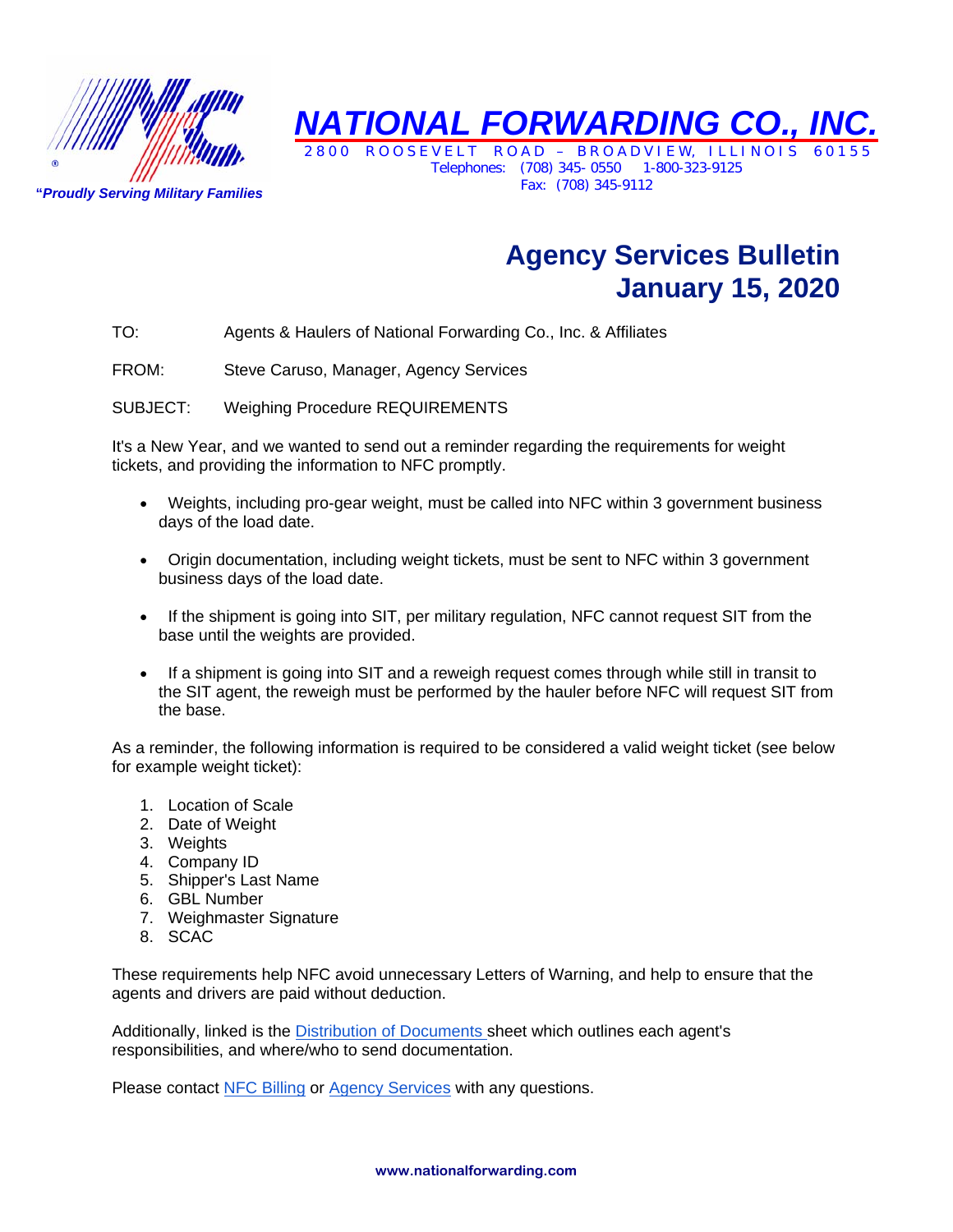# NATIONAL FORWARDING CO., INC.

2800 ROOSEVELT ROAD – BROADVIEW, ILLINOIS 60155
Telephones: (708) 345- 0550 1-800-323-9125
Fax: (708) 345-9112

*"Proudly Serving Military Families*

## Agency Services Bulletin
## January 15, 2020

TO: Agents & Haulers of National Forwarding Co., Inc. & Affiliates

FROM: Steve Caruso, Manager, Agency Services

SUBJECT: Weighing Procedure REQUIREMENTS

It's a New Year, and we wanted to send out a reminder regarding the requirements for weight tickets, and providing the information to NFC promptly.

- Weights, including pro-gear weight, must be called into NFC within 3 government business days of the load date.
- Origin documentation, including weight tickets, must be sent to NFC within 3 government business days of the load date.
- If the shipment is going into SIT, per military regulation, NFC cannot request SIT from the base until the weights are provided.
- If a shipment is going into SIT and a reweigh request comes through while still in transit to the SIT agent, the reweigh must be performed by the hauler before NFC will request SIT from the base.

As a reminder, the following information is required to be considered a valid weight ticket (see below for example weight ticket):

1. Location of Scale
2. Date of Weight
3. Weights
4. Company ID
5. Shipper's Last Name
6. GBL Number
7. Weighmaster Signature
8. SCAC

These requirements help NFC avoid unnecessary Letters of Warning, and help to ensure that the agents and drivers are paid without deduction.

Additionally, linked is the Distribution of Documents sheet which outlines each agent's responsibilities, and where/who to send documentation.

Please contact NFC Billing or Agency Services with any questions.

www.nationalforwarding.com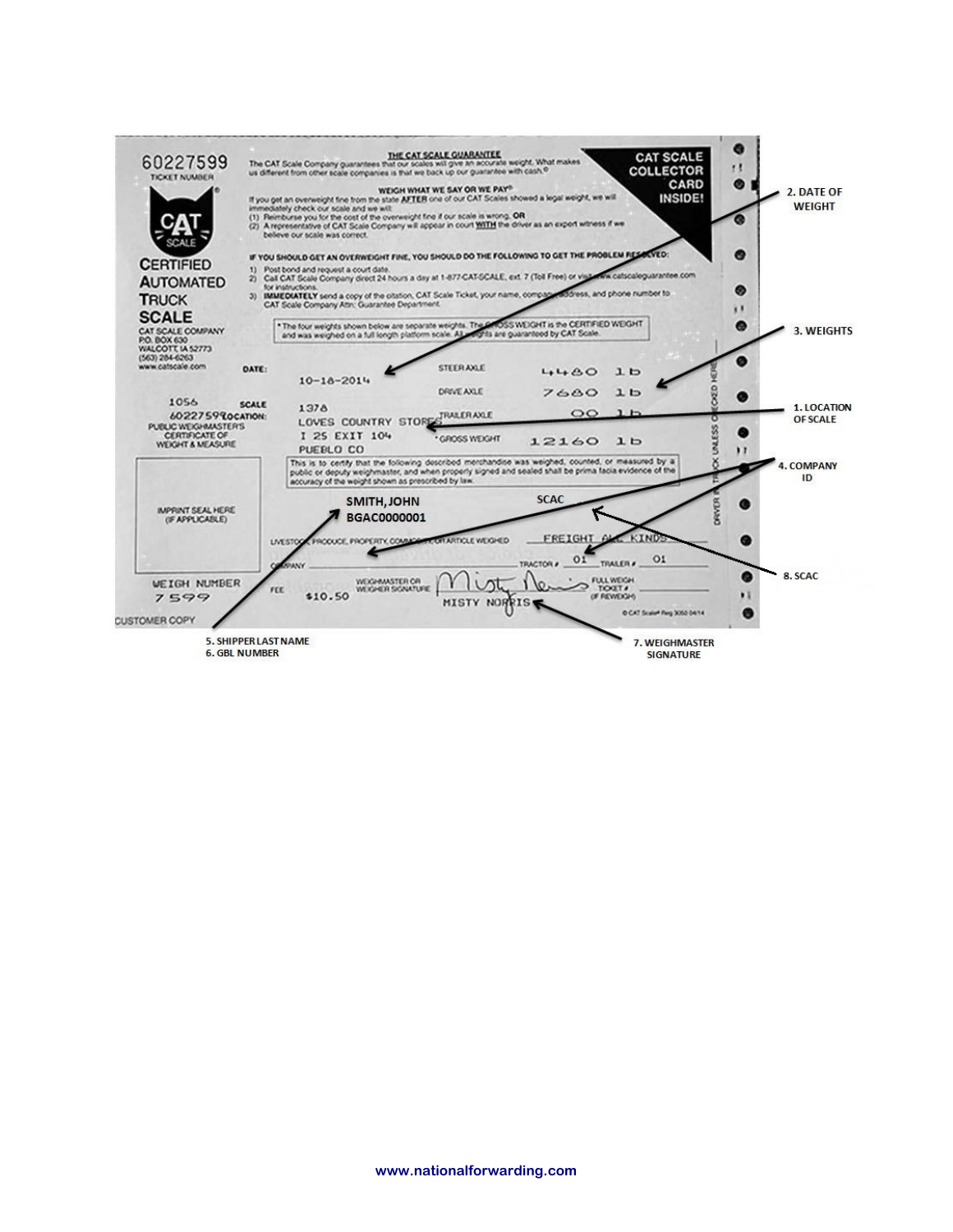60227599
TICKET NUMBER

CERTIFIED AUTOMATED TRUCK SCALE

CAT SCALE COMPANY
P.O. BOX 630
WALCOTT, IA 52773
(563) 284-6263
www.catscale.com

**THE CAT SCALE GUARANTEE**

The CAT Scale Company guarantees that our scales will give an accurate weight. What makes us different from other scale companies is that we back up our guarantee with cash.®

**WEIGH WHAT WE SAY OR WE PAY®**

If you get an overweight fine from the state **AFTER** one of our CAT Scales showed a legal weight, we will immediately check our scale and we will:
(1) Reimburse you for the cost of the overweight fine if our scale is wrong, **OR**
(2) A representative of CAT Scale Company will appear in court **WITH** the driver as an expert witness if we believe our scale was correct.

**CAT SCALE COLLECTOR CARD INSIDE!**

**IF YOU SHOULD GET AN OVERWEIGHT FINE, YOU SHOULD DO THE FOLLOWING TO GET THE PROBLEM RESOLVED:**

1) Post bond and request a court date.
2) Call CAT Scale Company direct 24 hours a day at 1-877-CAT-SCALE, ext. 7 (Toll Free) or visit www.catscaleguarantee.com for instructions.
3) **IMMEDIATELY** send a copy of the citation, CAT Scale Ticket, your name, company address, and phone number to CAT Scale Company Attn: Guarantee Department.

* The four weights shown below are separate weights. The GROSS WEIGHT is the CERTIFIED WEIGHT and was weighed on a full length platform scale. All weights are guaranteed by CAT Scale.

DATE: 10-18-2014

| | |
|---|---|
| STEER AXLE | 4480 lb |
| DRIVE AXLE | 7680 lb |
| TRAILER AXLE | 00 lb |
| * GROSS WEIGHT | 12160 lb |

1056 SCALE 1378
60227599 LOCATION: LOVES COUNTRY STORES
I 25 EXIT 104
PUEBLO CO

PUBLIC WEIGHMASTER'S CERTIFICATE OF WEIGHT & MEASURE

This is to certify that the following described merchandise was weighed, counted, or measured by a public or deputy weighmaster, and when properly signed and sealed shall be prima facia evidence of the accuracy of the weight shown as prescribed by law.

IMPRINT SEAL HERE (IF APPLICABLE)

SMITH, JOHN
BGAC0000001

SCAC

LIVESTOCK, PRODUCE, PROPERTY, COMMODITY, OR ARTICLE WEIGHED: FREIGHT ALL KINDS

COMPANY ______ TRACTOR # 01 TRAILER # 01

WEIGH NUMBER 7599

FEE $10.50

WEIGHMASTER OR WEIGHER SIGNATURE: MISTY NORRIS

FULL WEIGH TICKET # (IF REWEIGH)

DRIVER IN TRUCK UNLESS CHECKED HERE

CUSTOMER COPY

© CAT Scale® Reg 3050 04/14

1. LOCATION OF SCALE
2. DATE OF WEIGHT
3. WEIGHTS
4. COMPANY ID
5. SHIPPER LAST NAME
6. GBL NUMBER
7. WEIGHMASTER SIGNATURE
8. SCAC

www.nationalforwarding.com